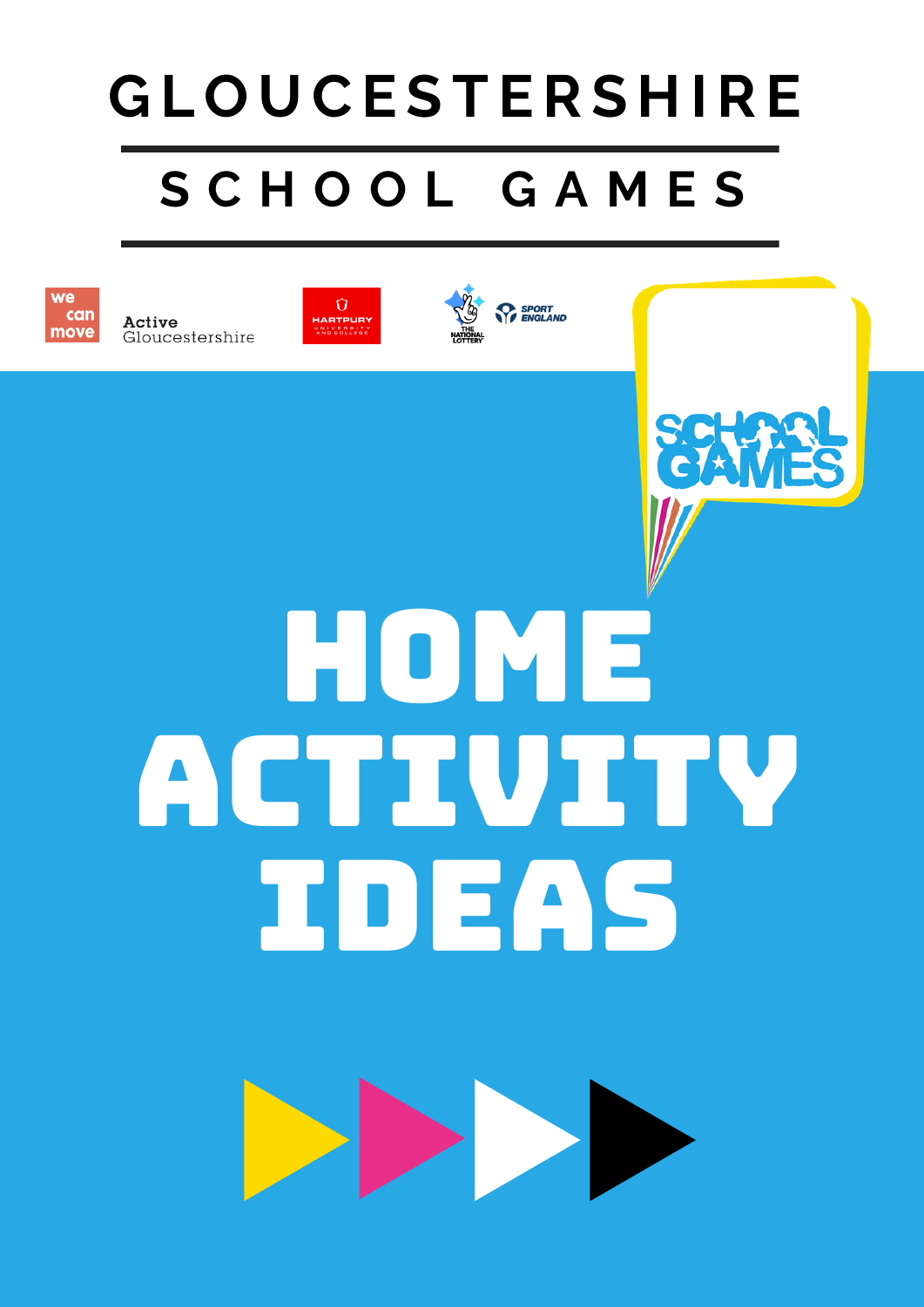# GLOUCESTERSHIRE

## SCHOOL GAMES

we can move

Active Gloucestershire

HARTPURY UNIVERSITY AND COLLEGE

THE NATIONAL LOTTERY

SPORT ENGLAND

SCHOOL GAMES

# HOME ACTIVITY IDEAS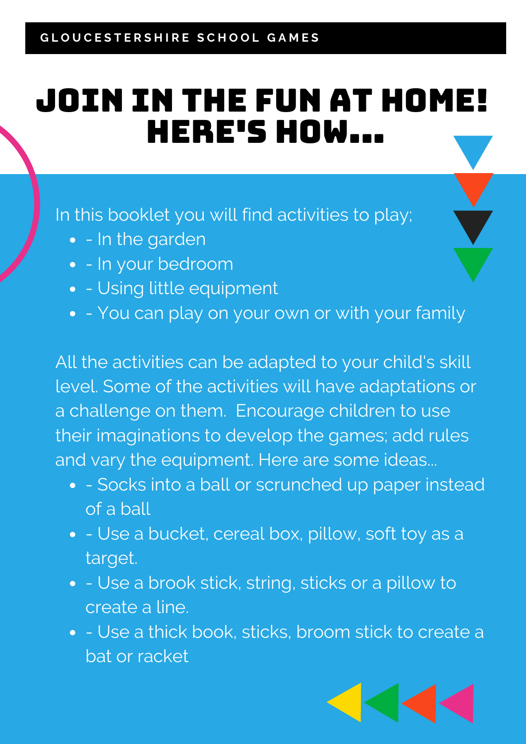GLOUCESTERSHIRE SCHOOL GAMES

# JOIN IN THE FUN AT HOME! HERE'S HOW...

In this booklet you will find activities to play;

- - In the garden
- - In your bedroom
- - Using little equipment
- - You can play on your own or with your family

All the activities can be adapted to your child's skill level. Some of the activities will have adaptations or a challenge on them.  Encourage children to use their imaginations to develop the games; add rules and vary the equipment. Here are some ideas...

- - Socks into a ball or scrunched up paper instead of a ball
- - Use a bucket, cereal box, pillow, soft toy as a target.
- - Use a brook stick, string, sticks or a pillow to create a line.
- - Use a thick book, sticks, broom stick to create a bat or racket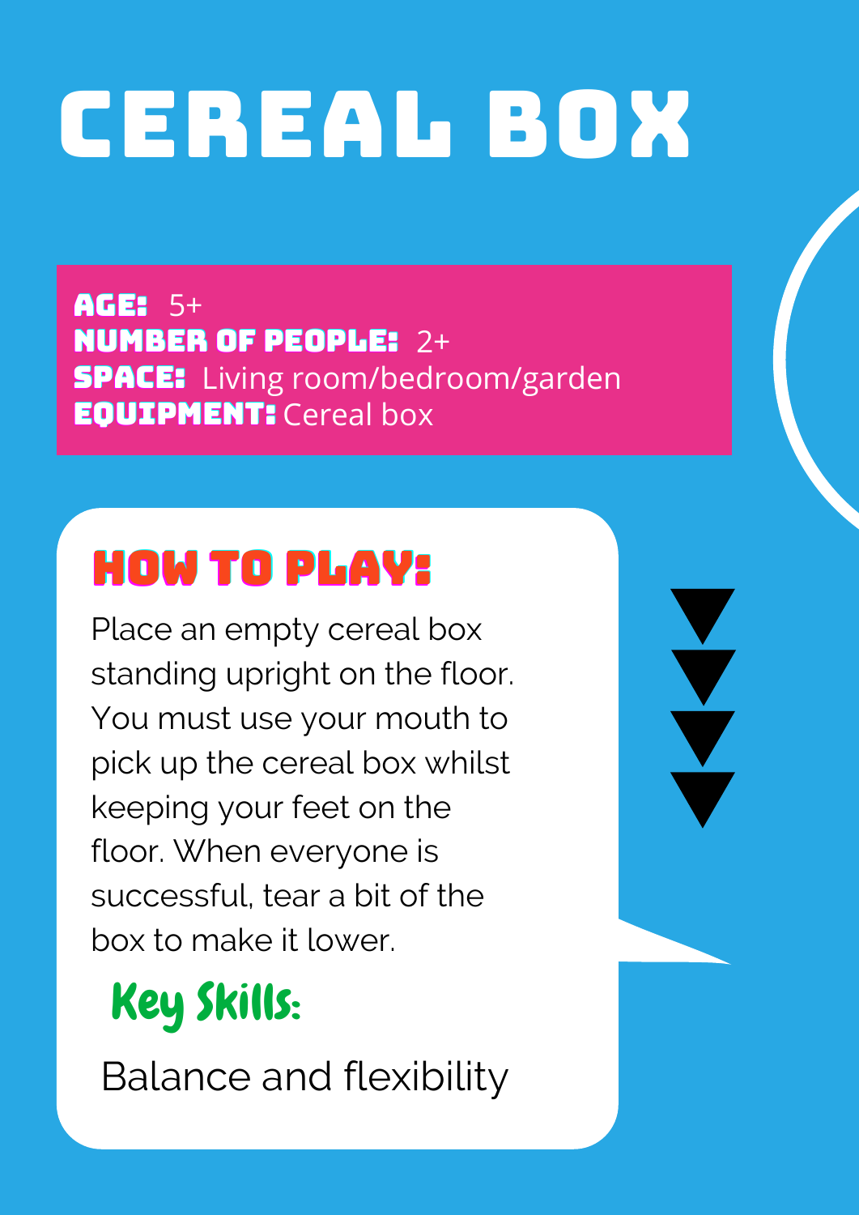# CEREAL BOX

**AGE:** 5+
**NUMBER OF PEOPLE:** 2+
**SPACE:** Living room/bedroom/garden
**EQUIPMENT:** Cereal box

## HOW TO PLAY:

Place an empty cereal box standing upright on the floor. You must use your mouth to pick up the cereal box whilst keeping your feet on the floor. When everyone is successful, tear a bit of the box to make it lower.

### Key Skills:

Balance and flexibility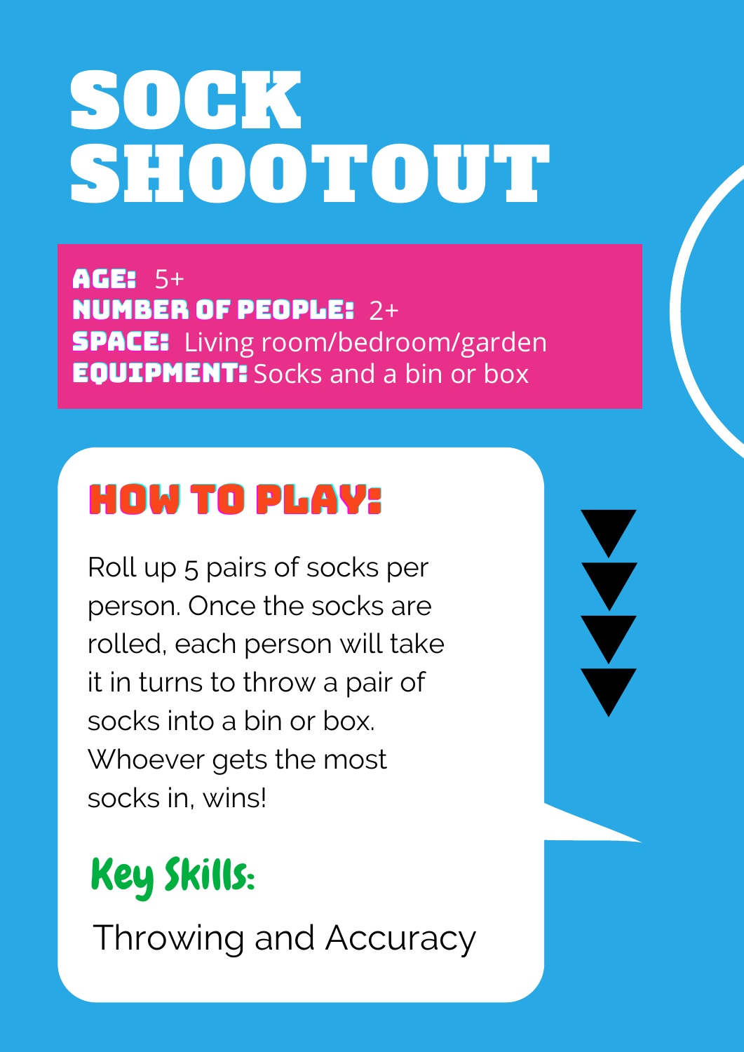# SOCK SHOOTOUT

**AGE:** 5+
**NUMBER OF PEOPLE:** 2+
**SPACE:** Living room/bedroom/garden
**EQUIPMENT:** Socks and a bin or box

## HOW TO PLAY:

Roll up 5 pairs of socks per person. Once the socks are rolled, each person will take it in turns to throw a pair of socks into a bin or box. Whoever gets the most socks in, wins!

## Key Skills:

Throwing and Accuracy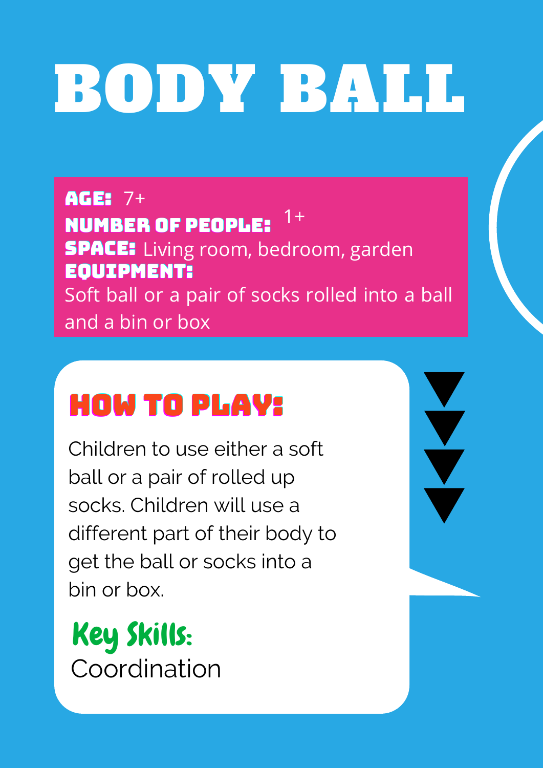# BODY BALL

**AGE:** 7+
**NUMBER OF PEOPLE:** 1+
**SPACE:** Living room, bedroom, garden
**EQUIPMENT:**
Soft ball or a pair of socks rolled into a ball and a bin or box

## HOW TO PLAY:

Children to use either a soft ball or a pair of rolled up socks. Children will use a different part of their body to get the ball or socks into a bin or box.

## Key Skills:

Coordination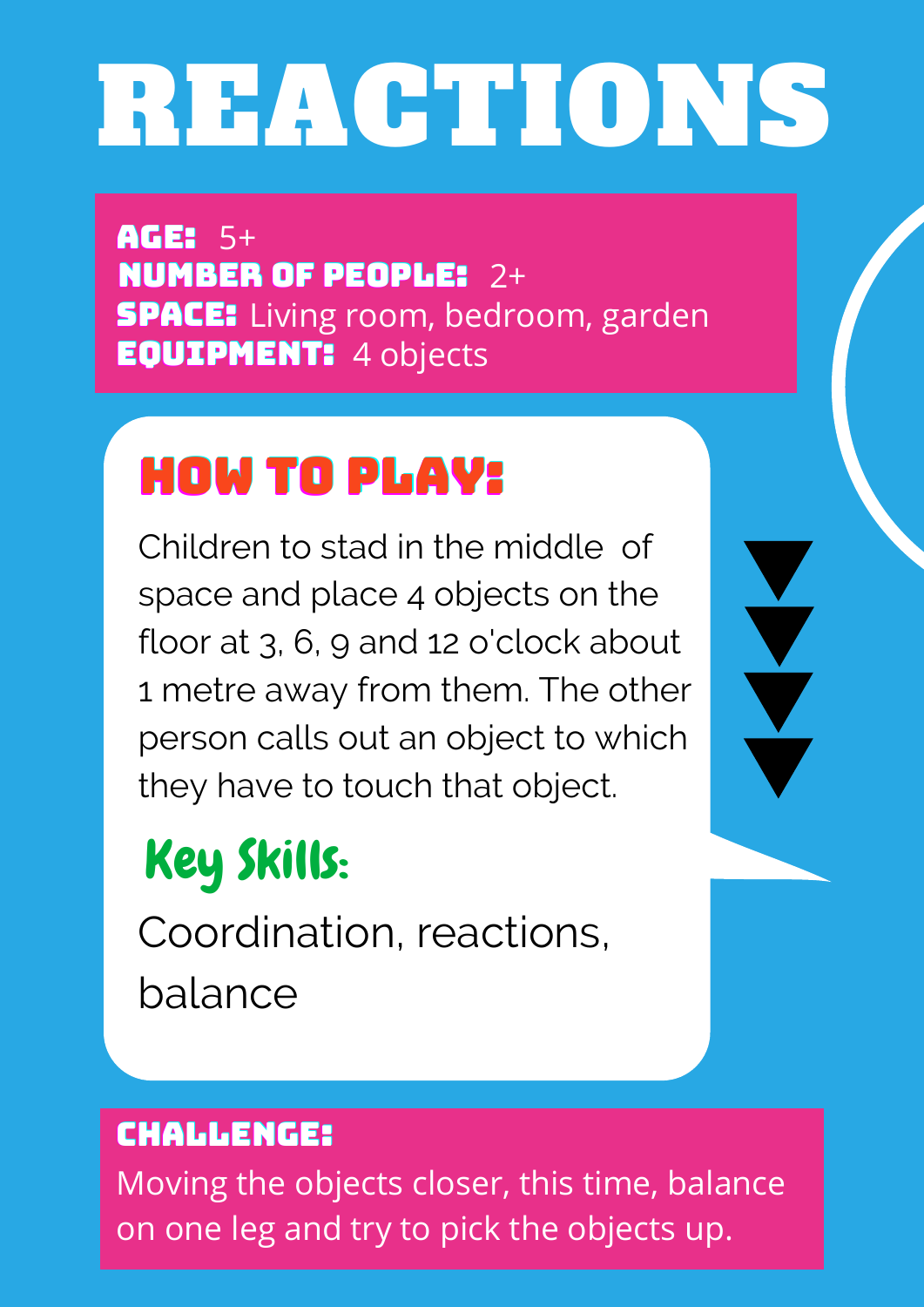# REACTIONS

**AGE:** 5+
**NUMBER OF PEOPLE:** 2+
**SPACE:** Living room, bedroom, garden
**EQUIPMENT:** 4 objects

## HOW TO PLAY:

Children to stad in the middle of space and place 4 objects on the floor at 3, 6, 9 and 12 o'clock about 1 metre away from them. The other person calls out an object to which they have to touch that object.

## Key Skills:

Coordination, reactions, balance

**CHALLENGE:**
Moving the objects closer, this time, balance on one leg and try to pick the objects up.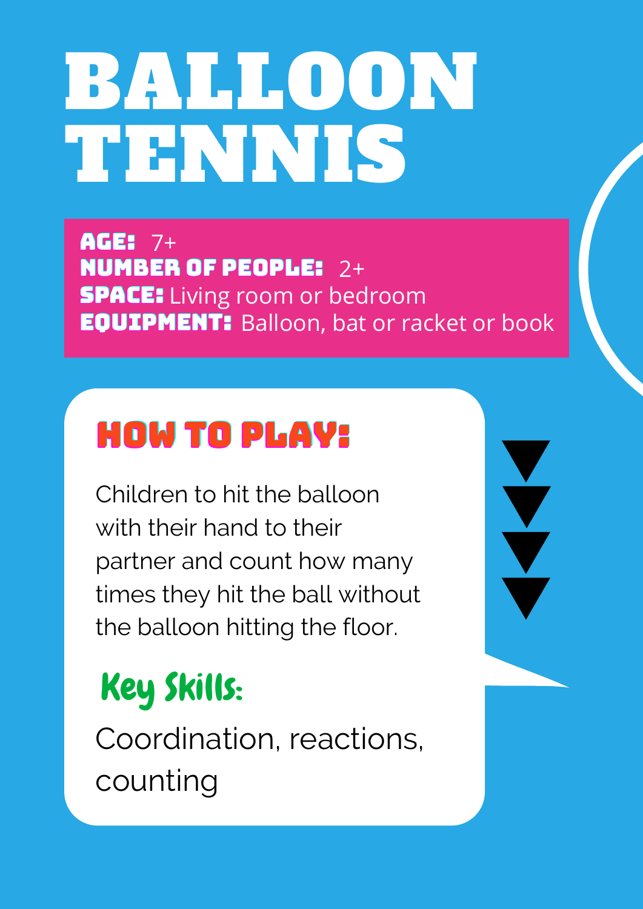# BALLOON TENNIS

**AGE:** 7+
**NUMBER OF PEOPLE:** 2+
**SPACE:** Living room or bedroom
**EQUIPMENT:** Balloon, bat or racket or book

## HOW TO PLAY:

Children to hit the balloon with their hand to their partner and count how many times they hit the ball without the balloon hitting the floor.

### Key Skills:

Coordination, reactions, counting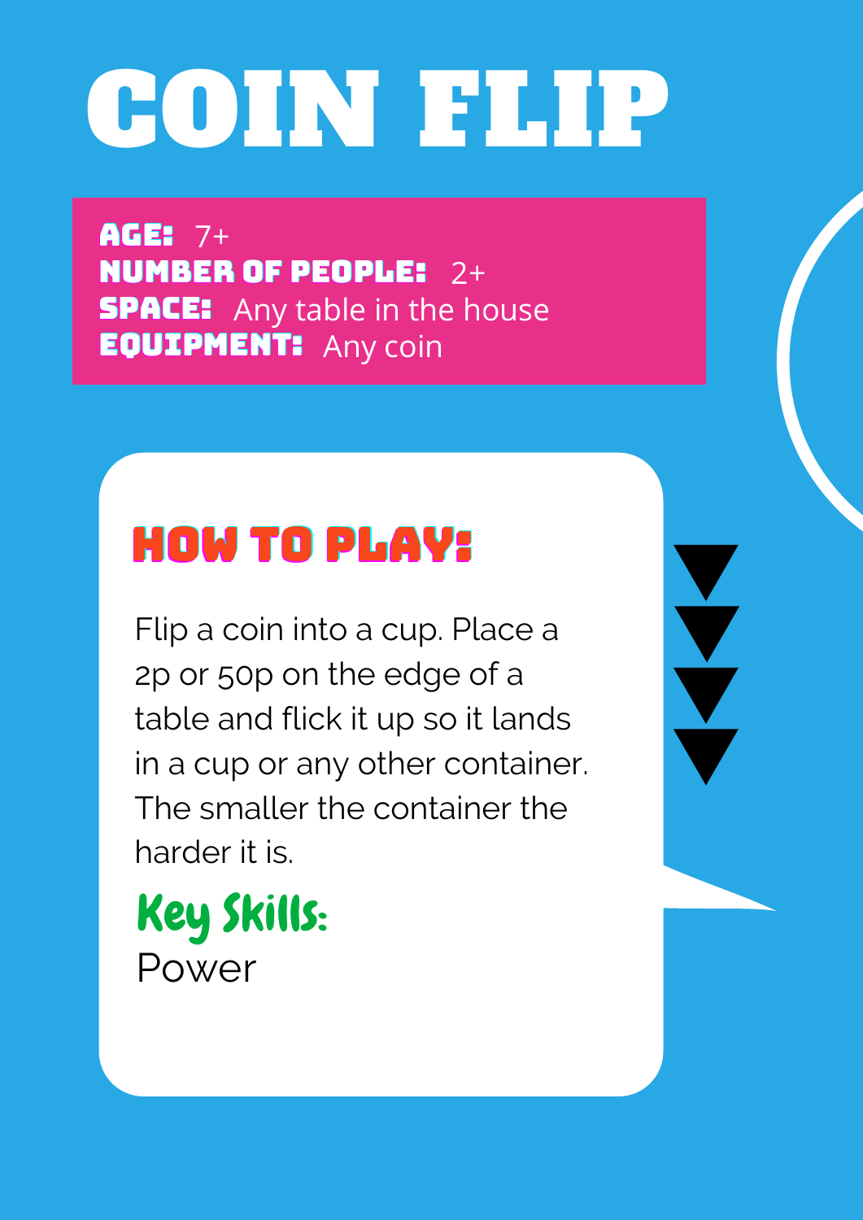# COIN FLIP

**AGE:** 7+
**NUMBER OF PEOPLE:** 2+
**SPACE:** Any table in the house
**EQUIPMENT:** Any coin

## HOW TO PLAY:

Flip a coin into a cup. Place a 2p or 50p on the edge of a table and flick it up so it lands in a cup or any other container. The smaller the container the harder it is.

### Key Skills:

Power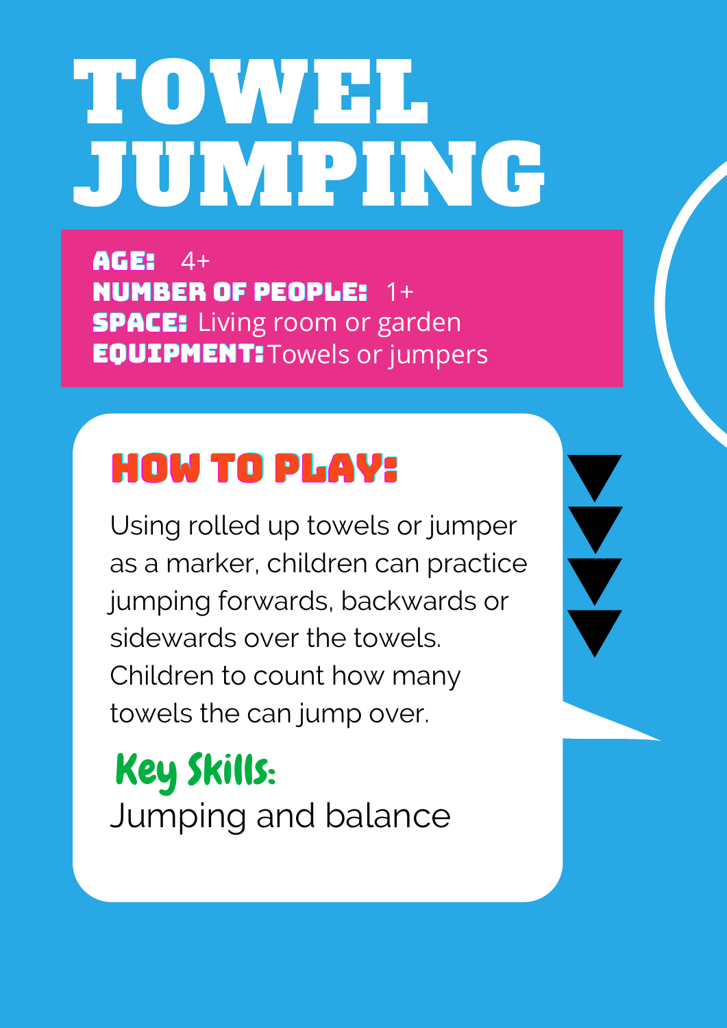# TOWEL JUMPING

**AGE:** 4+
**NUMBER OF PEOPLE:** 1+
**SPACE:** Living room or garden
**EQUIPMENT:** Towels or jumpers

## HOW TO PLAY:

Using rolled up towels or jumper as a marker, children can practice jumping forwards, backwards or sidewards over the towels. Children to count how many towels the can jump over.

### Key Skills:

Jumping and balance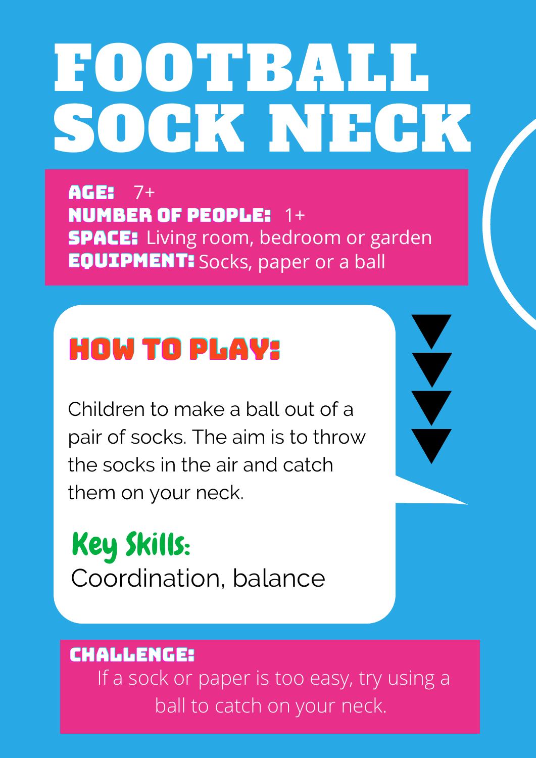# FOOTBALL SOCK NECK

**AGE:** 7+
**NUMBER OF PEOPLE:** 1+
**SPACE:** Living room, bedroom or garden
**EQUIPMENT:** Socks, paper or a ball

## HOW TO PLAY:

Children to make a ball out of a pair of socks. The aim is to throw the socks in the air and catch them on your neck.

**Key Skills:**
Coordination, balance

**CHALLENGE:**
If a sock or paper is too easy, try using a ball to catch on your neck.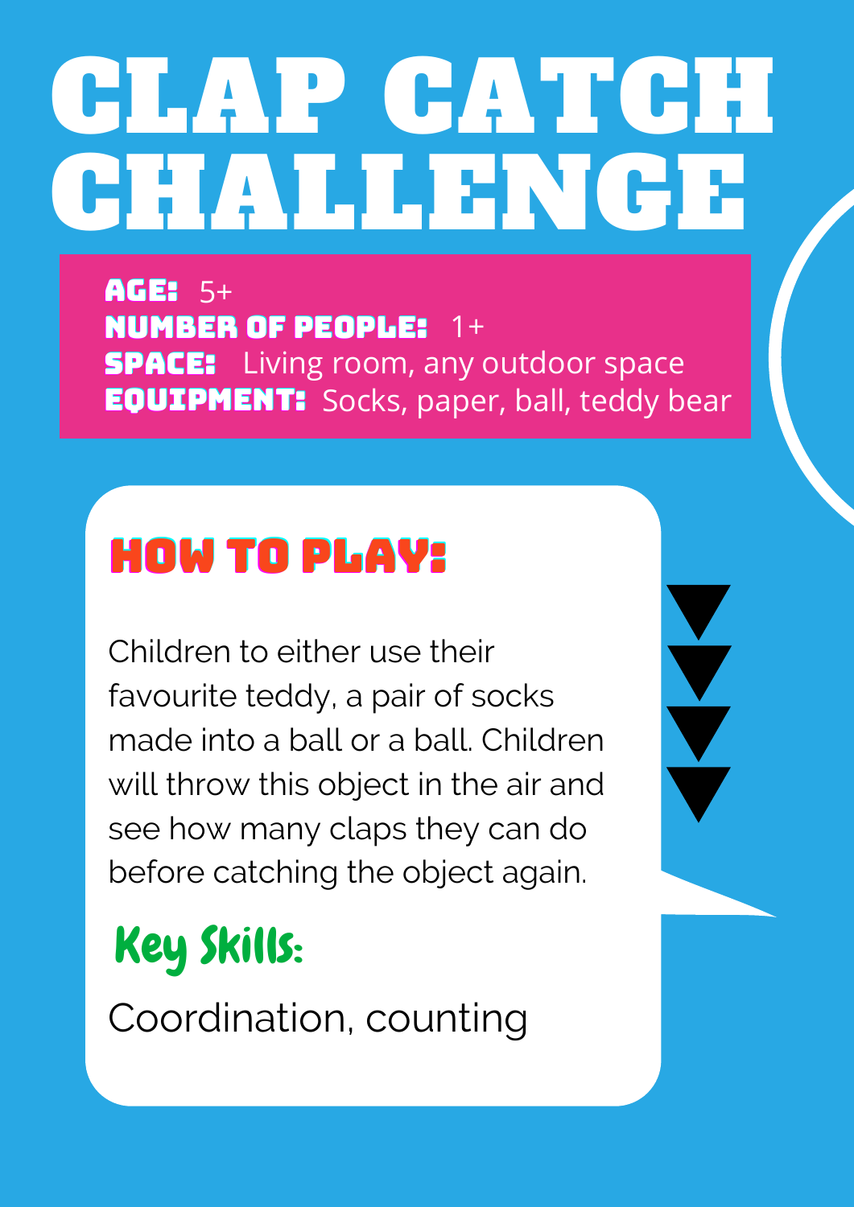# CLAP CATCH CHALLENGE

**AGE:** 5+
**NUMBER OF PEOPLE:** 1+
**SPACE:** Living room, any outdoor space
**EQUIPMENT:** Socks, paper, ball, teddy bear

## HOW TO PLAY:

Children to either use their favourite teddy, a pair of socks made into a ball or a ball. Children will throw this object in the air and see how many claps they can do before catching the object again.

## Key Skills:

Coordination, counting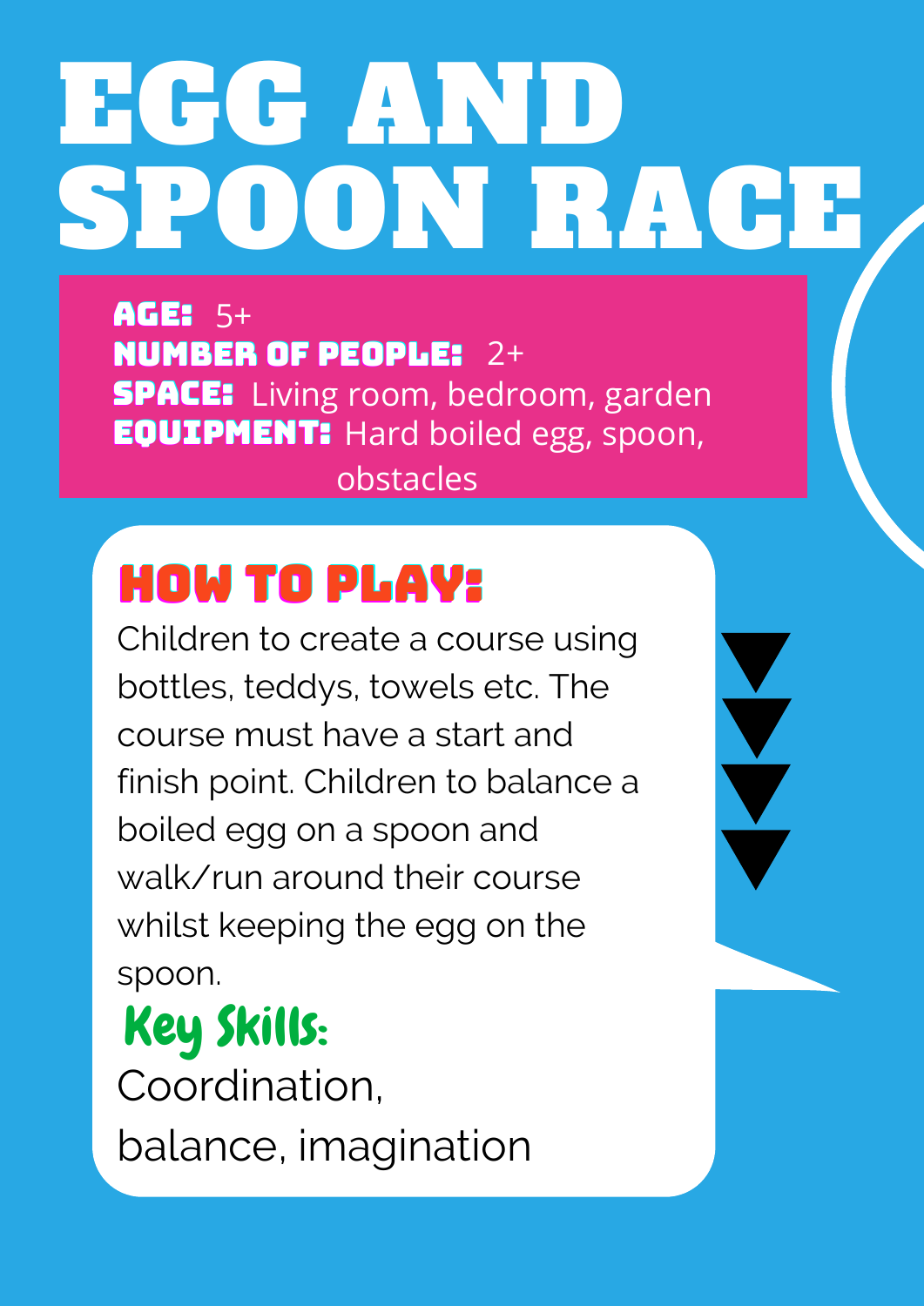# EGG AND SPOON RACE

**AGE:** 5+
**NUMBER OF PEOPLE:** 2+
**SPACE:** Living room, bedroom, garden
**EQUIPMENT:** Hard boiled egg, spoon, obstacles

## HOW TO PLAY:

Children to create a course using bottles, teddys, towels etc. The course must have a start and finish point. Children to balance a boiled egg on a spoon and walk/run around their course whilst keeping the egg on the spoon.

## Key Skills:

Coordination, balance, imagination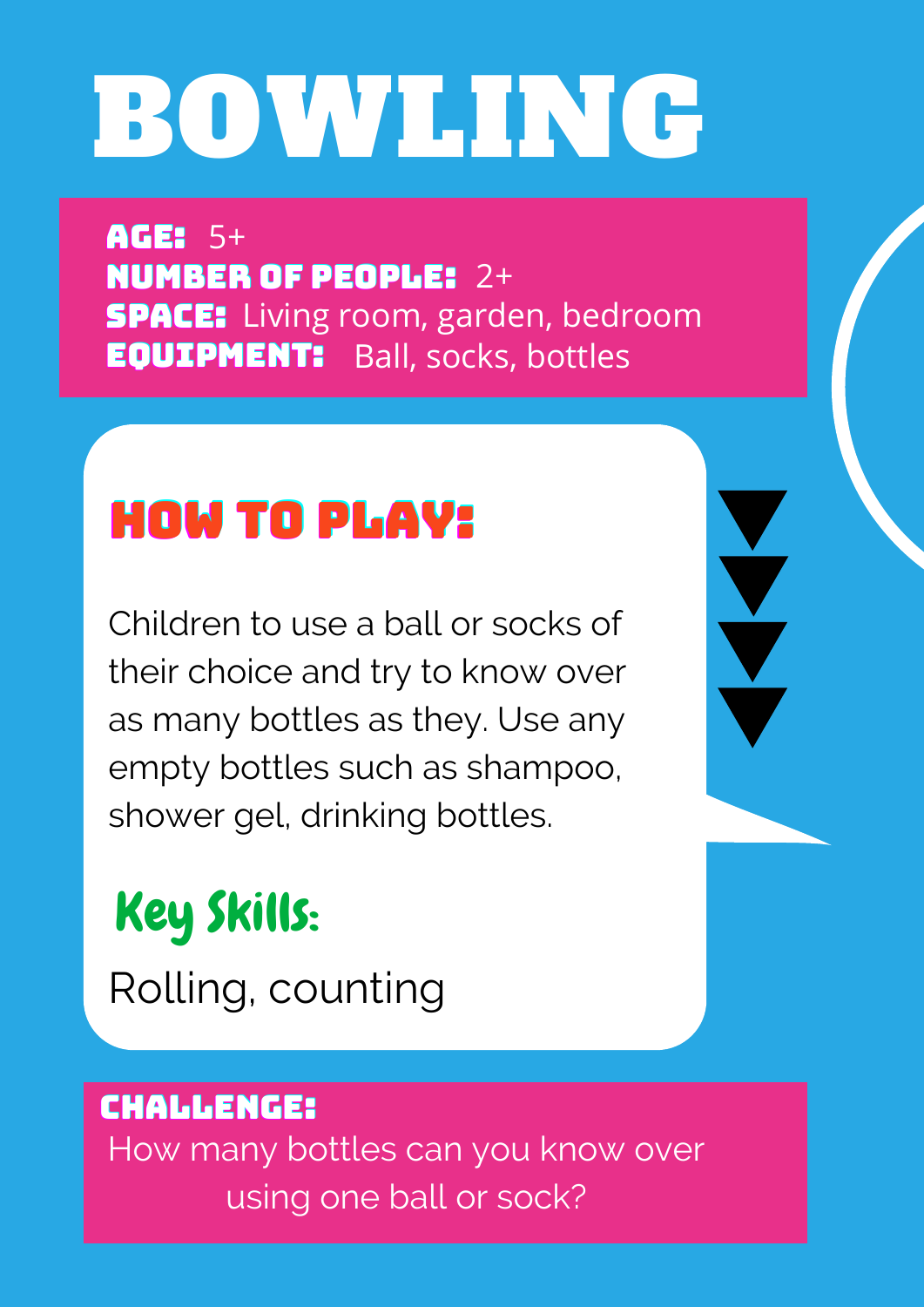# BOWLING

**AGE:** 5+
**NUMBER OF PEOPLE:** 2+
**SPACE:** Living room, garden, bedroom
**EQUIPMENT:** Ball, socks, bottles

## HOW TO PLAY:

Children to use a ball or socks of their choice and try to know over as many bottles as they. Use any empty bottles such as shampoo, shower gel, drinking bottles.

## Key Skills:

Rolling, counting

**CHALLENGE:**
How many bottles can you know over using one ball or sock?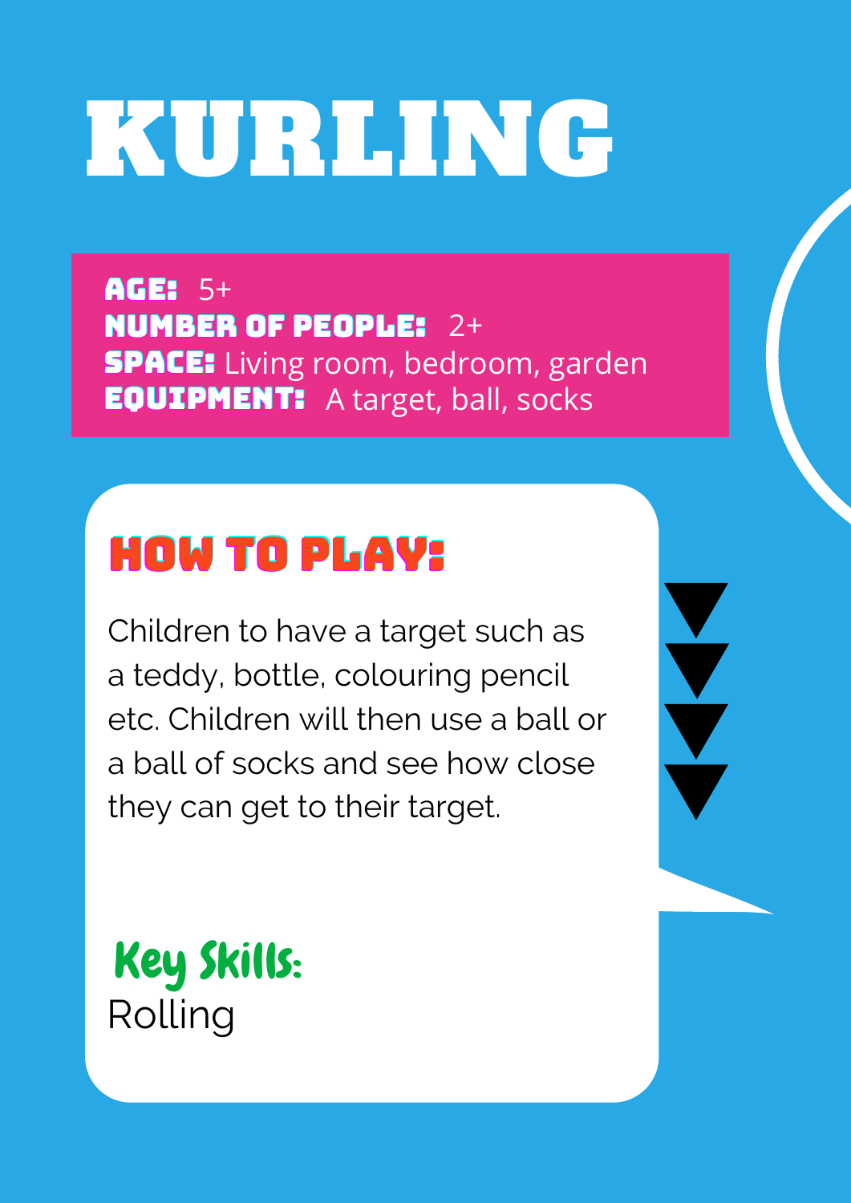# KURLING

**AGE:** 5+
**NUMBER OF PEOPLE:** 2+
**SPACE:** Living room, bedroom, garden
**EQUIPMENT:** A target, ball, socks

## HOW TO PLAY:

Children to have a target such as a teddy, bottle, colouring pencil etc. Children will then use a ball or a ball of socks and see how close they can get to their target.

### Key Skills:

Rolling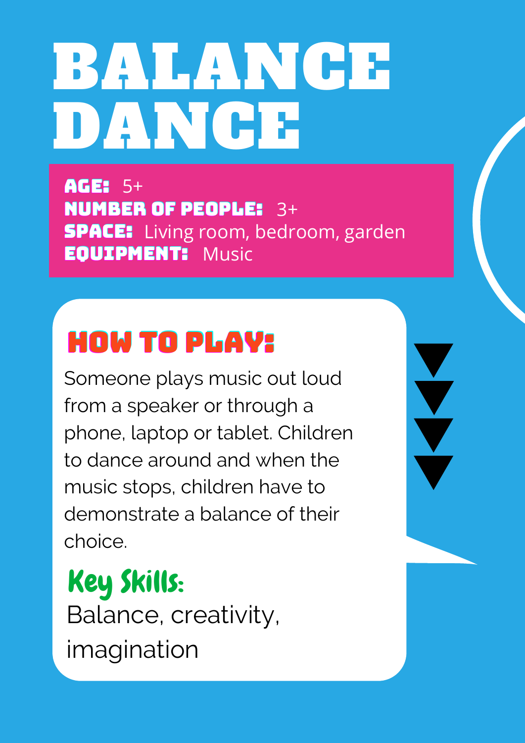# BALANCE DANCE

**AGE:** 5+
**NUMBER OF PEOPLE:** 3+
**SPACE:** Living room, bedroom, garden
**EQUIPMENT:** Music

## HOW TO PLAY:

Someone plays music out loud from a speaker or through a phone, laptop or tablet. Children to dance around and when the music stops, children have to demonstrate a balance of their choice.

## Key Skills:

Balance, creativity, imagination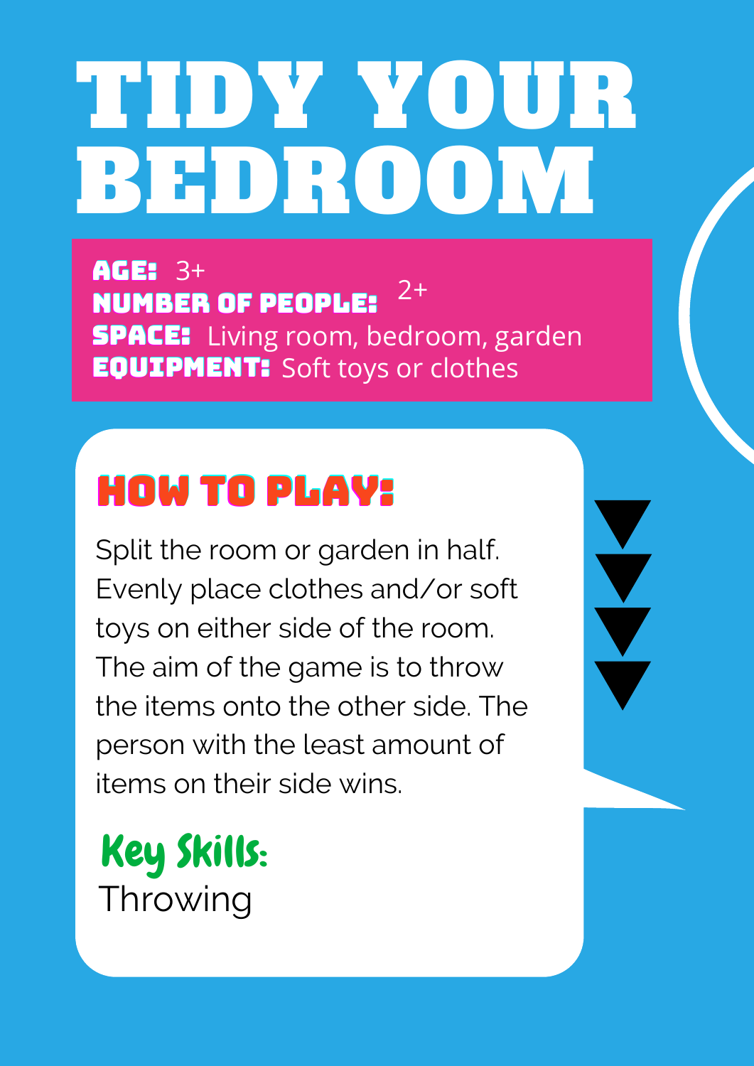# TIDY YOUR BEDROOM

**AGE:** 3+
**NUMBER OF PEOPLE:** 2+
**SPACE:** Living room, bedroom, garden
**EQUIPMENT:** Soft toys or clothes

## HOW TO PLAY:

Split the room or garden in half. Evenly place clothes and/or soft toys on either side of the room. The aim of the game is to throw the items onto the other side. The person with the least amount of items on their side wins.

**Key Skills:**
Throwing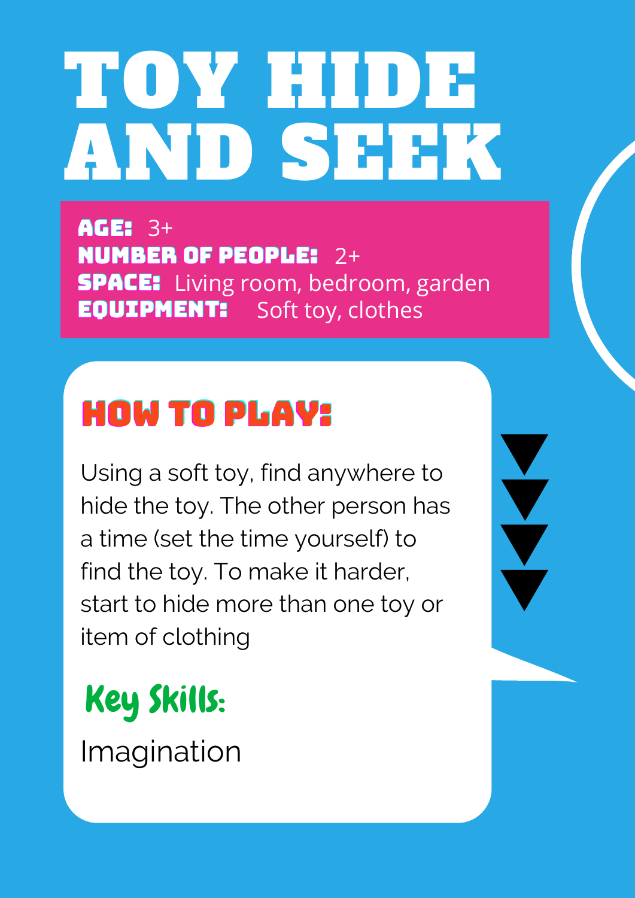# TOY HIDE AND SEEK

**AGE:** 3+
**NUMBER OF PEOPLE:** 2+
**SPACE:** Living room, bedroom, garden
**EQUIPMENT:** Soft toy, clothes

## HOW TO PLAY:

Using a soft toy, find anywhere to hide the toy. The other person has a time (set the time yourself) to find the toy. To make it harder, start to hide more than one toy or item of clothing

## Key Skills:

Imagination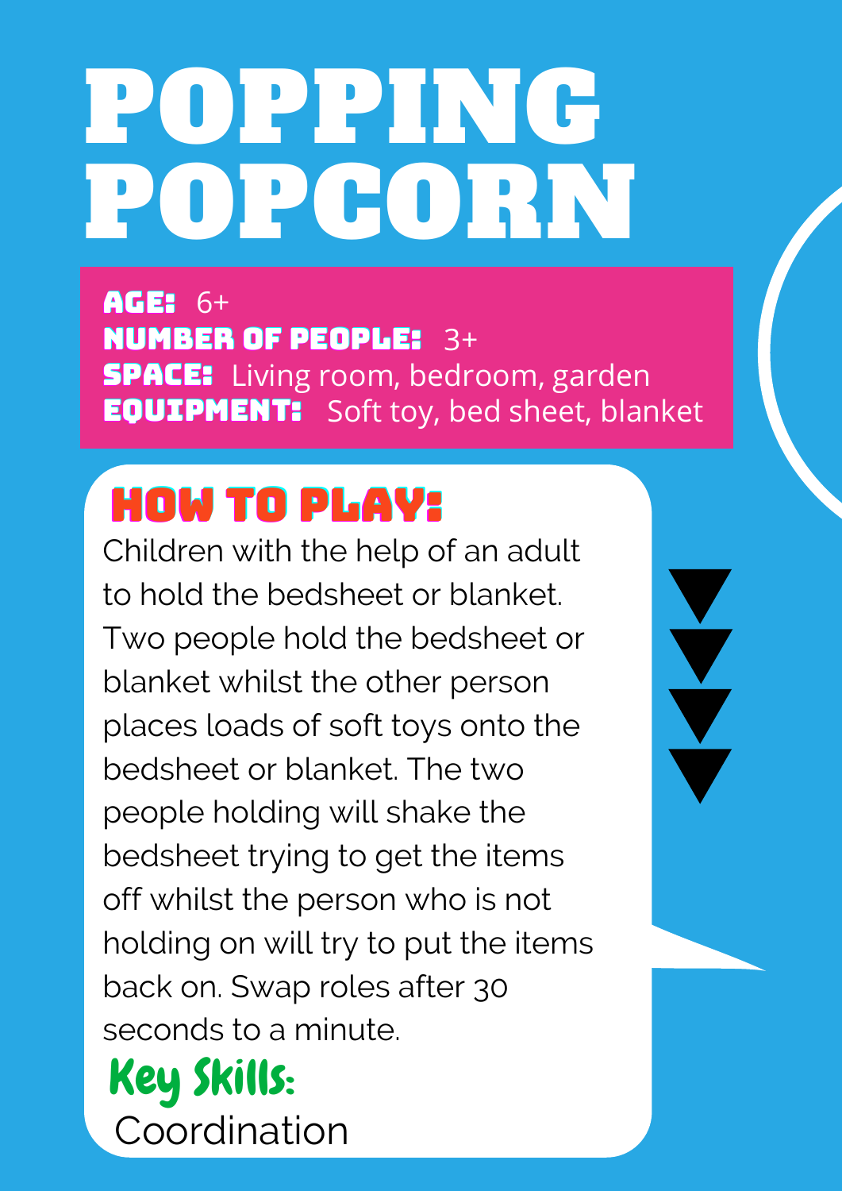# POPPING POPCORN

**AGE:** 6+
**NUMBER OF PEOPLE:** 3+
**SPACE:** Living room, bedroom, garden
**EQUIPMENT:** Soft toy, bed sheet, blanket

## HOW TO PLAY:

Children with the help of an adult to hold the bedsheet or blanket. Two people hold the bedsheet or blanket whilst the other person places loads of soft toys onto the bedsheet or blanket. The two people holding will shake the bedsheet trying to get the items off whilst the person who is not holding on will try to put the items back on. Swap roles after 30 seconds to a minute.

## Key Skills:

Coordination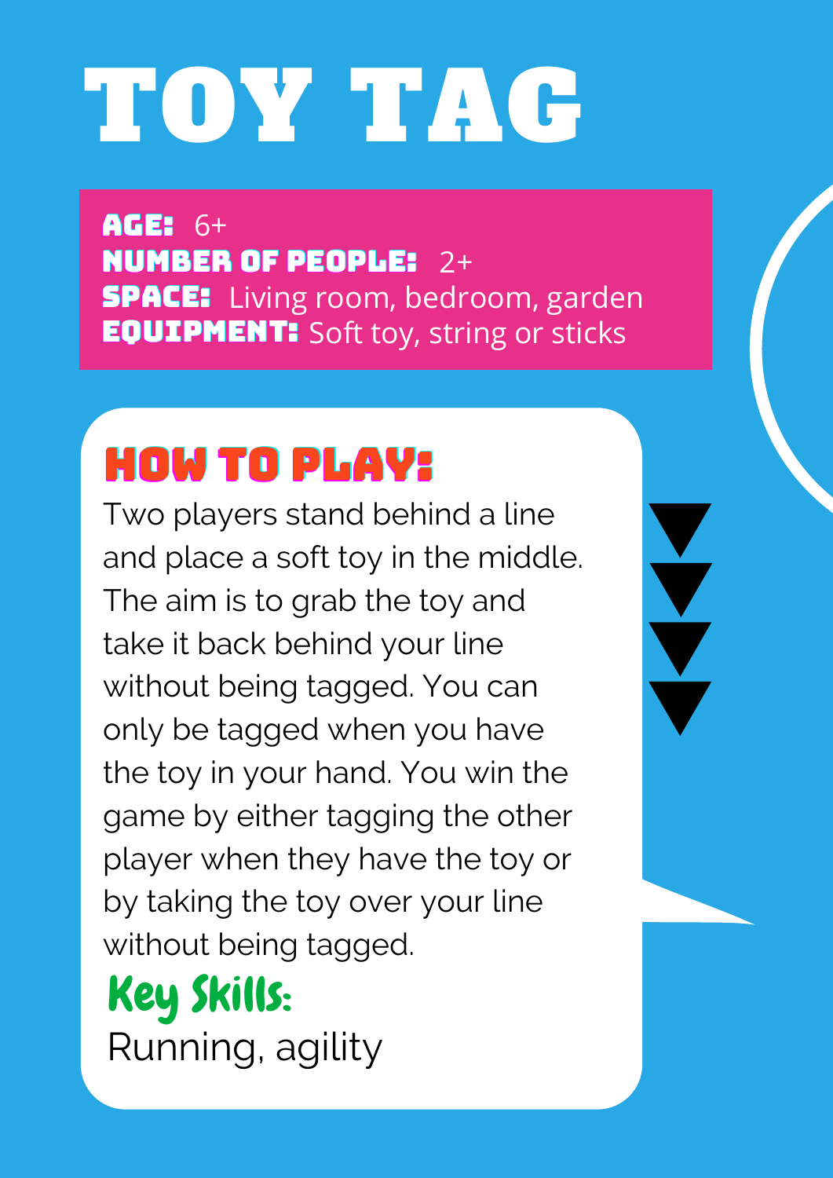# TOY TAG

**AGE:** 6+
**NUMBER OF PEOPLE:** 2+
**SPACE:** Living room, bedroom, garden
**EQUIPMENT:** Soft toy, string or sticks

## HOW TO PLAY:

Two players stand behind a line and place a soft toy in the middle. The aim is to grab the toy and take it back behind your line without being tagged. You can only be tagged when you have the toy in your hand. You win the game by either tagging the other player when they have the toy or by taking the toy over your line without being tagged.

### Key Skills:

Running, agility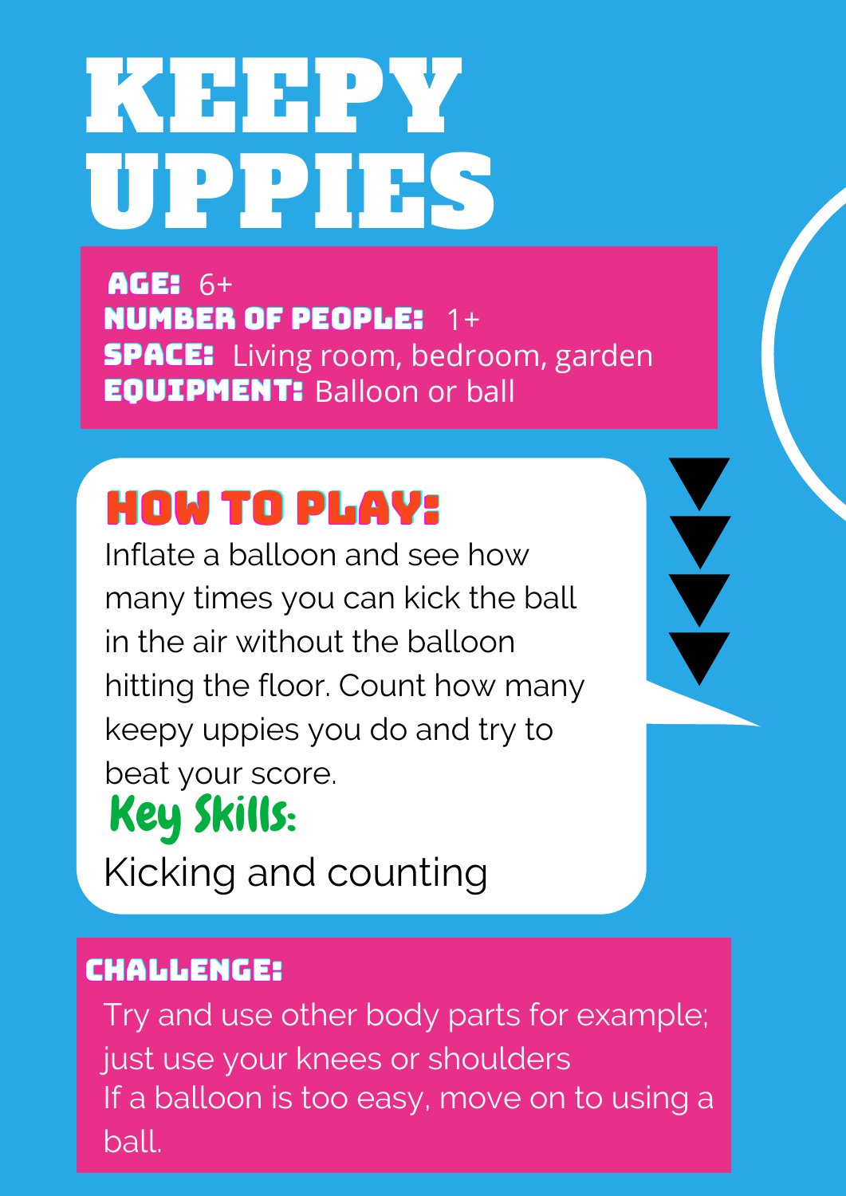# KEEPY UPPIES

**AGE:** 6+
**NUMBER OF PEOPLE:** 1+
**SPACE:** Living room, bedroom, garden
**EQUIPMENT:** Balloon or ball

## HOW TO PLAY:

Inflate a balloon and see how many times you can kick the ball in the air without the balloon hitting the floor. Count how many keepy uppies you do and try to beat your score.

### Key Skills:

Kicking and counting

## CHALLENGE:

Try and use other body parts for example; just use your knees or shoulders
If a balloon is too easy, move on to using a ball.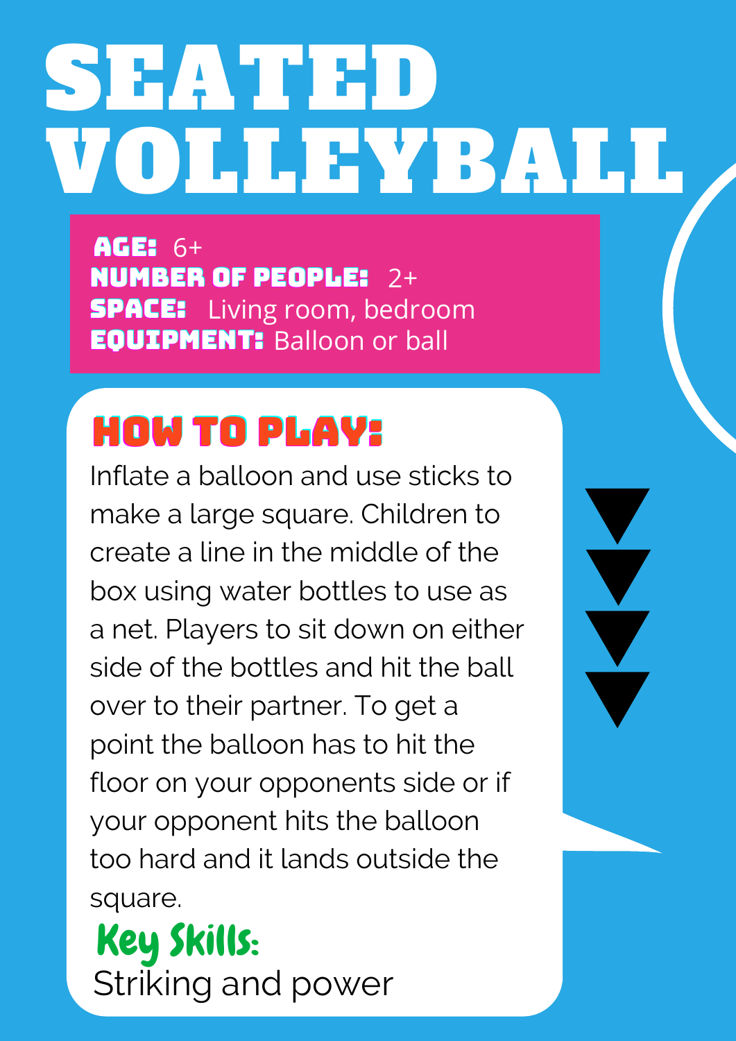# SEATED VOLLEYBALL

**AGE:** 6+
**NUMBER OF PEOPLE:** 2+
**SPACE:** Living room, bedroom
**EQUIPMENT:** Balloon or ball

## HOW TO PLAY:

Inflate a balloon and use sticks to make a large square. Children to create a line in the middle of the box using water bottles to use as a net. Players to sit down on either side of the bottles and hit the ball over to their partner. To get a point the balloon has to hit the floor on your opponents side or if your opponent hits the balloon too hard and it lands outside the square.

## Key Skills:

Striking and power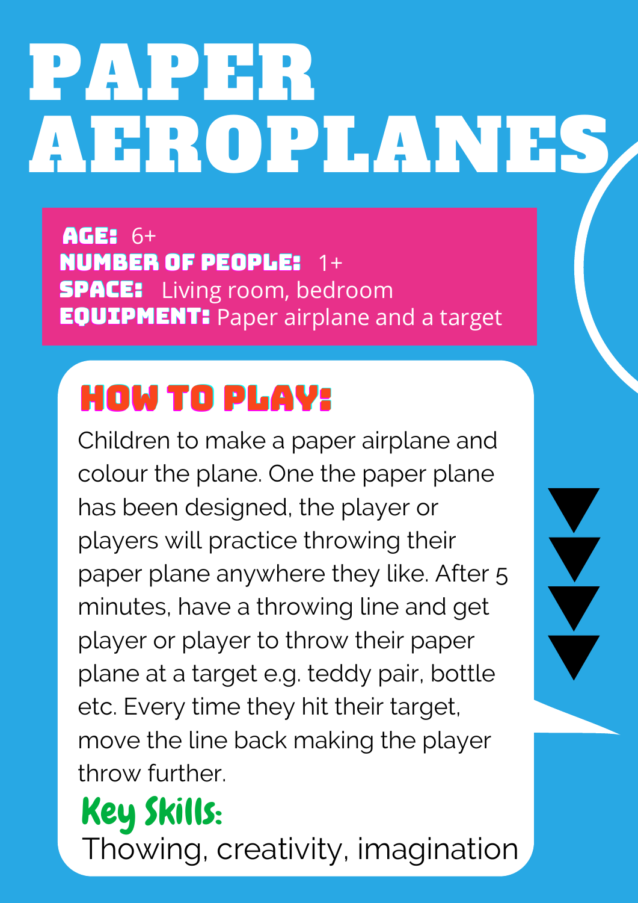# PAPER AEROPLANES

**AGE:** 6+
**NUMBER OF PEOPLE:** 1+
**SPACE:** Living room, bedroom
**EQUIPMENT:** Paper airplane and a target

## HOW TO PLAY:

Children to make a paper airplane and colour the plane. One the paper plane has been designed, the player or players will practice throwing their paper plane anywhere they like. After 5 minutes, have a throwing line and get player or player to throw their paper plane at a target e.g. teddy pair, bottle etc. Every time they hit their target, move the line back making the player throw further.

## Key Skills:

Thowing, creativity, imagination